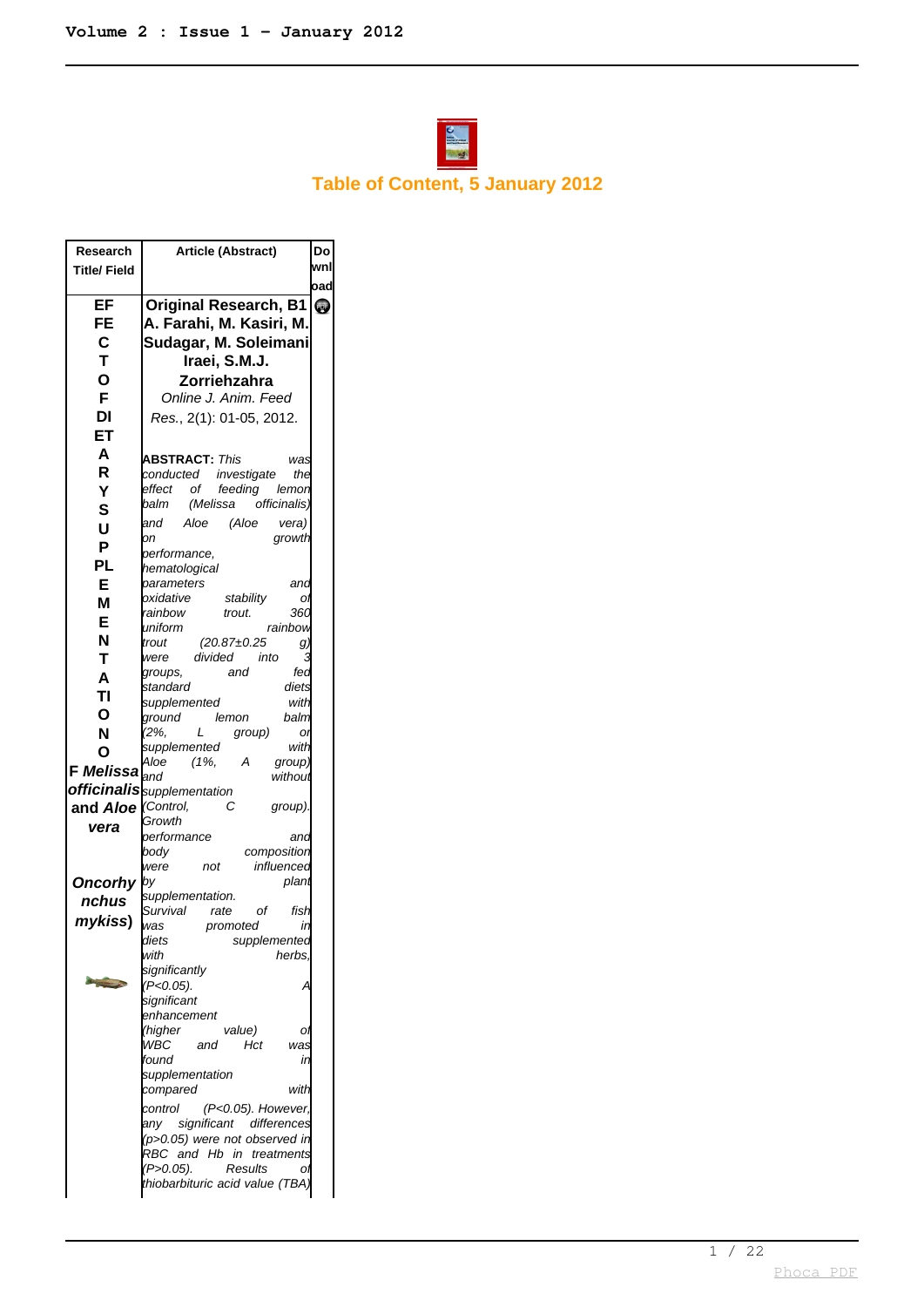## Table of Content, 5 January 2012

| Research Title/ Field | Article (Abstract) | Download |
|---|---|---|
| **EFFECT OF DIETARY SUPPLEMENTATION OF *Melissa officinalis* and *Aloe vera*** ***(Oncorhynchus mykiss)*** | **Original Research, B1** **A. Farahi, M. Kasiri, M. Sudagar, M. Soleimani Iraei, S.M.J. Zorriehzahra** *Online J. Anim. Feed Res.*, 2(1): 01-05, 2012. **ABSTRACT:** *This was conducted investigate the effect of feeding lemon balm (Melissa officinalis) and Aloe (Aloe vera) on growth performance, hematological parameters and oxidative stability of rainbow trout. 360 uniform rainbow trout (20.87±0.25 g) were divided into 3 groups, and fed standard diets supplemented with ground lemon balm (2%, L group) or supplemented with Aloe (1%, A group) and without supplementation (Control, C group). Growth performance and body composition were not influenced by plant supplementation. Survival rate of fish was promoted in diets supplemented with herbs, significantly (P<0.05). A significant enhancement (higher value) of WBC and Hct was found in supplementation compared with control (P<0.05). However, any significant differences (p>0.05) were not observed in RBC and Hb in treatments (P>0.05). Results of thiobarbituric acid value (TBA)* | |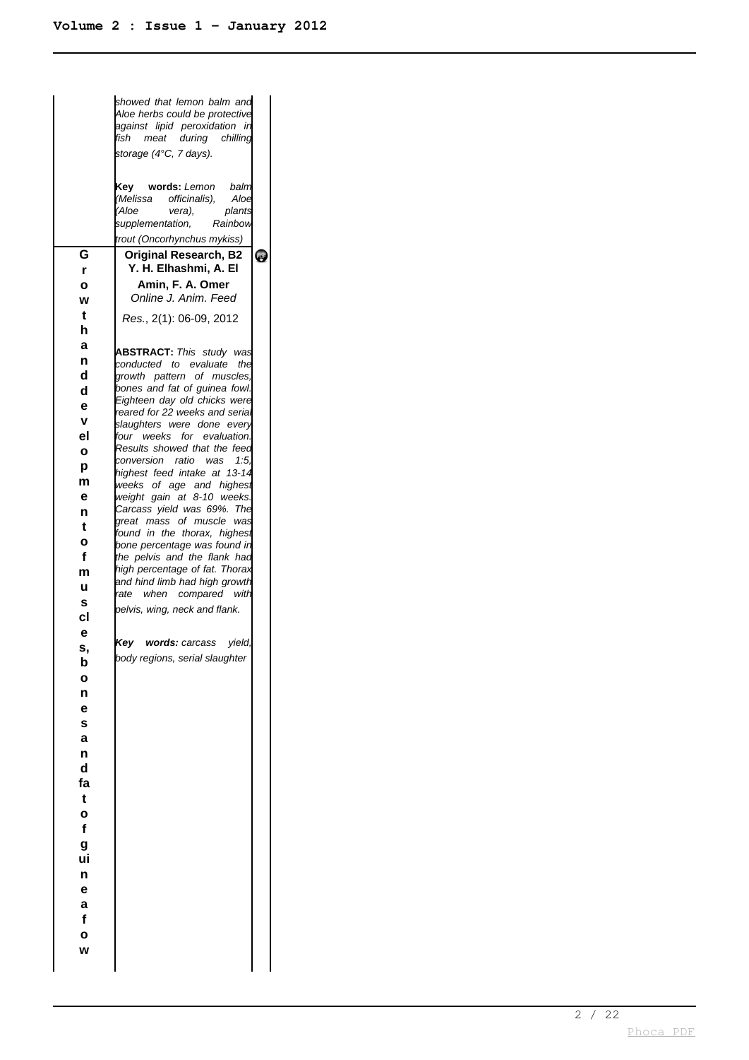showed that lemon balm and Aloe herbs could be protective against lipid peroxidation in fish meat during chilling storage (4°C, 7 days).

**Key words:** *Lemon balm (Melissa officinalis), Aloe (Aloe vera), plants supplementation, Rainbow trout (Oncorhynchus mykiss)*

| Growth and development of muscles, bones and fat of guinea fowl | **Original Research, B2**<br>**Y. H. Elhashmi, A. El Amin, F. A. Omer**<br>*Online J. Anim. Feed Res.*, 2(1): 06-09, 2012<br><br>**ABSTRACT:** *This study was conducted to evaluate the growth pattern of muscles, bones and fat of guinea fowl. Eighteen day old chicks were reared for 22 weeks and serial slaughters were done every four weeks for evaluation. Results showed that the feed conversion ratio was 1:5, highest feed intake at 13-14 weeks of age and highest weight gain at 8-10 weeks. Carcass yield was 69%. The great mass of muscle was found in the thorax, highest bone percentage was found in the pelvis and the flank had high percentage of fat. Thorax and hind limb had high growth rate when compared with pelvis, wing, neck and flank.*<br><br>**Key words:** *carcass yield, body regions, serial slaughter* |
|---|---|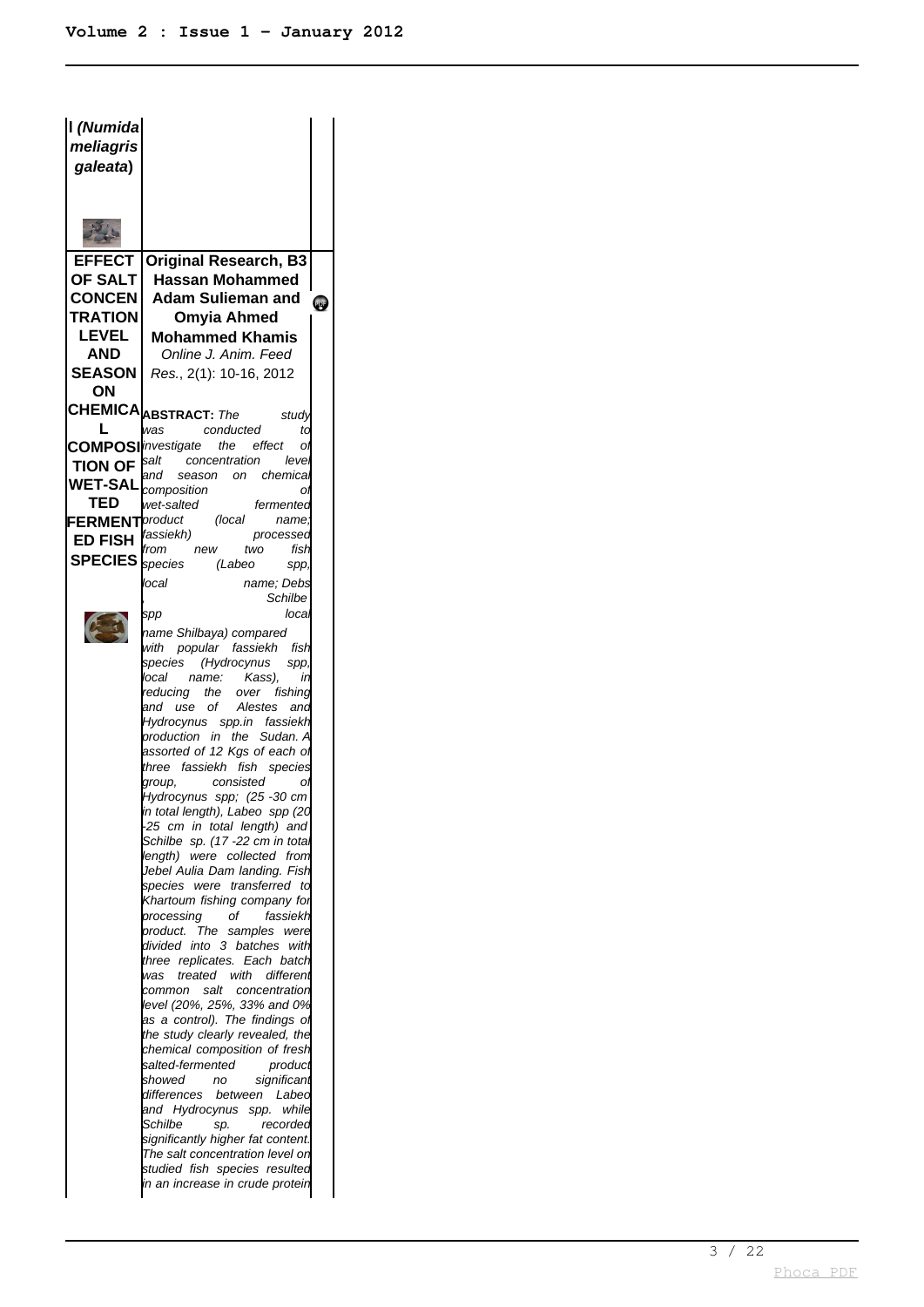l (*Numida meliagris galeata*)

**EFFECT OF SALT CONCENTRATION LEVEL AND SEASON ON CHEMICAL COMPOSITION OF WET-SALTED FERMENTED FISH SPECIES**

**Original Research, B3**
**Hassan Mohammed Adam Sulieman and Omyia Ahmed Mohammed Khamis**
*Online J. Anim. Feed Res.*, 2(1): 10-16, 2012

***ABSTRACT:*** *The study was conducted to investigate the effect of salt concentration level and season on chemical composition of wet-salted fermented product (local name; fassiekh) processed from new two fish species (Labeo spp, local name; Debs, Schilbe spp local name Shilbaya) compared with popular fassiekh fish species (Hydrocynus spp, local name: Kass), in reducing the over fishing and use of Alestes and Hydrocynus spp.in fassiekh production in the Sudan. A assorted of 12 Kgs of each of three fassiekh fish species group, consisted of Hydrocynus spp; (25 -30 cm in total length), Labeo spp (20 -25 cm in total length) and Schilbe sp. (17 -22 cm in total length) were collected from Jebel Aulia Dam landing. Fish species were transferred to Khartoum fishing company for processing of fassiekh product. The samples were divided into 3 batches with three replicates. Each batch was treated with different common salt concentration level (20%, 25%, 33% and 0% as a control). The findings of the study clearly revealed, the chemical composition of fresh salted-fermented product showed no significant differences between Labeo and Hydrocynus spp. while Schilbe sp. recorded significantly higher fat content. The salt concentration level on studied fish species resulted in an increase in crude protein*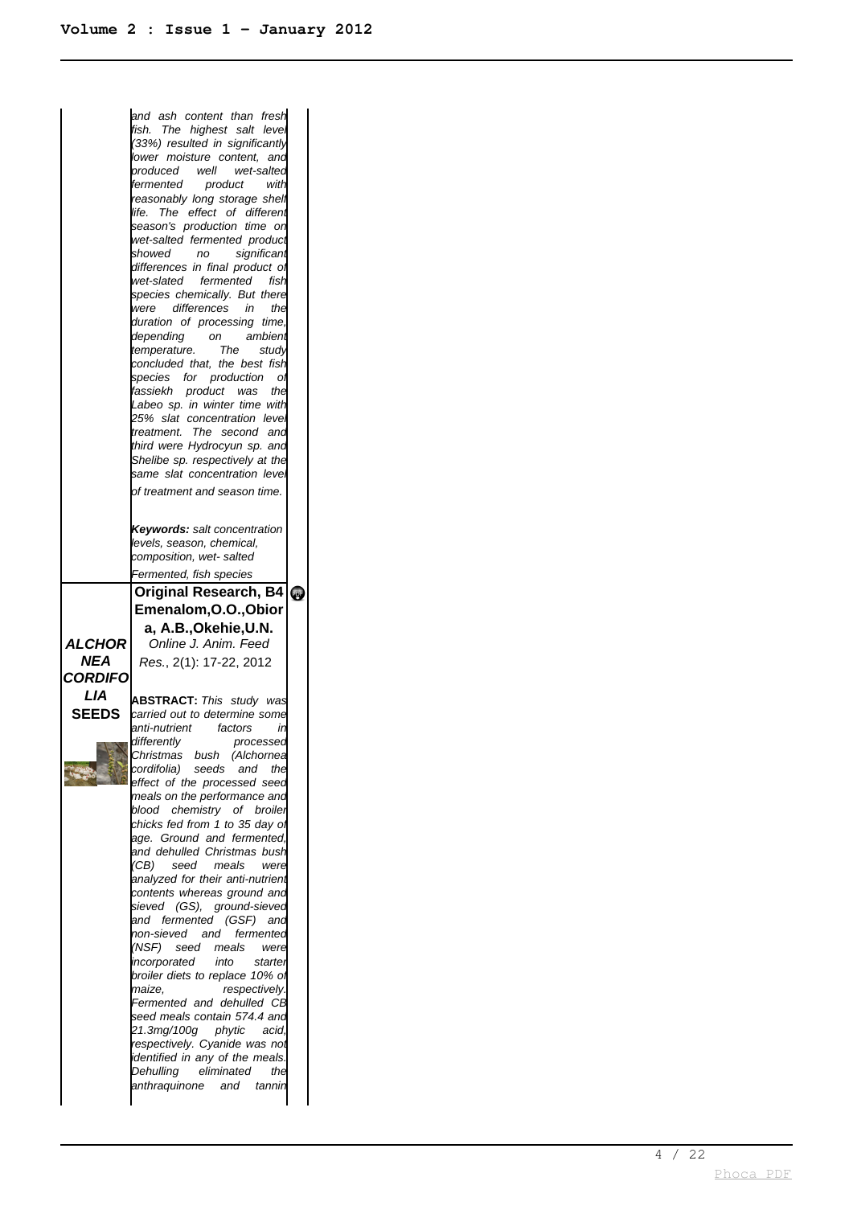*and ash content than fresh fish. The highest salt level (33%) resulted in significantly lower moisture content, and produced well wet-salted fermented product with reasonably long storage shelf life. The effect of different season's production time on wet-salted fermented product showed no significant differences in final product of wet-slated fermented fish species chemically. But there were differences in the duration of processing time, depending on ambient temperature. The study concluded that, the best fish species for production of fassiekh product was the Labeo sp. in winter time with 25% slat concentration level treatment. The second and third were Hydrocyun sp. and Shelibe sp. respectively at the same slat concentration level of treatment and season time.*

***Keywords:** salt concentration levels, season, chemical, composition, wet- salted Fermented, fish species*

| | |
|---|---|
| ***ALCHORNEA CORDIFOLIA SEEDS*** | **Original Research, B4**<br>**Emenalom,O.O.,Obiora, A.B.,Okehie,U.N.**<br>*Online J. Anim. Feed Res.*, 2(1): 17-22, 2012<br><br>***ABSTRACT:** This study was carried out to determine some anti-nutrient factors in differently processed Christmas bush (Alchornea cordifolia) seeds and the effect of the processed seed meals on the performance and blood chemistry of broiler chicks fed from 1 to 35 day of age. Ground and fermented, and dehulled Christmas bush (CB) seed meals were analyzed for their anti-nutrient contents whereas ground and sieved (GS), ground-sieved and fermented (GSF) and non-sieved and fermented (NSF) seed meals were incorporated into starter broiler diets to replace 10% of maize, respectively. Fermented and dehulled CB seed meals contain 574.4 and 21.3mg/100g phytic acid, respectively. Cyanide was not identified in any of the meals. Dehulling eliminated the anthraquinone and tannin* |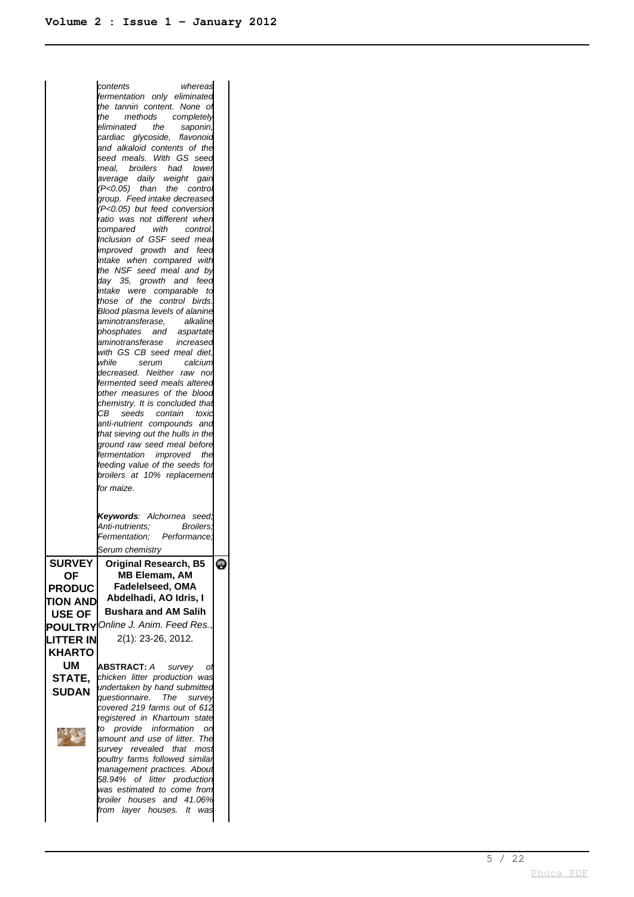contents whereas fermentation only eliminated the tannin content. None of the methods completely eliminated the saponin, cardiac glycoside, flavonoid and alkaloid contents of the seed meals. With GS seed meal, broilers had lower average daily weight gain ($P<0.05$) than the control group. Feed intake decreased ($P<0.05$) but feed conversion ratio was not different when compared with control. Inclusion of GSF seed meal improved growth and feed intake when compared with the NSF seed meal and by day 35, growth and feed intake were comparable to those of the control birds. Blood plasma levels of alanine aminotransferase, alkaline phosphates and aspartate aminotransferase increased with GS CB seed meal diet, while serum calcium decreased. Neither raw nor fermented seed meals altered other measures of the blood chemistry. It is concluded that CB seeds contain toxic anti-nutrient compounds and that sieving out the hulls in the ground raw seed meal before fermentation improved the feeding value of the seeds for broilers at 10% replacement for maize.*

***Keywords**: Alchornea seed; Anti-nutrients; Broilers; Fermentation; Performance; Serum chemistry*

## SURVEY OF PRODUCTION AND USE OF POULTRY LITTER IN KHARTOUM STATE, SUDAN

**Original Research, B5**

**MB Elemam, AM Fadelelseed, OMA Abdelhadi, AO Idris, I Bushara and AM Salih**

*Online J. Anim. Feed Res.*, 2(1): 23-26, 2012.

**ABSTRACT:** *A survey of chicken litter production was undertaken by hand submitted questionnaire. The survey covered 219 farms out of 612 registered in Khartoum state to provide information on amount and use of litter. The survey revealed that most poultry farms followed similar management practices. About 58.94% of litter production was estimated to come from broiler houses and 41.06% from layer houses. It was*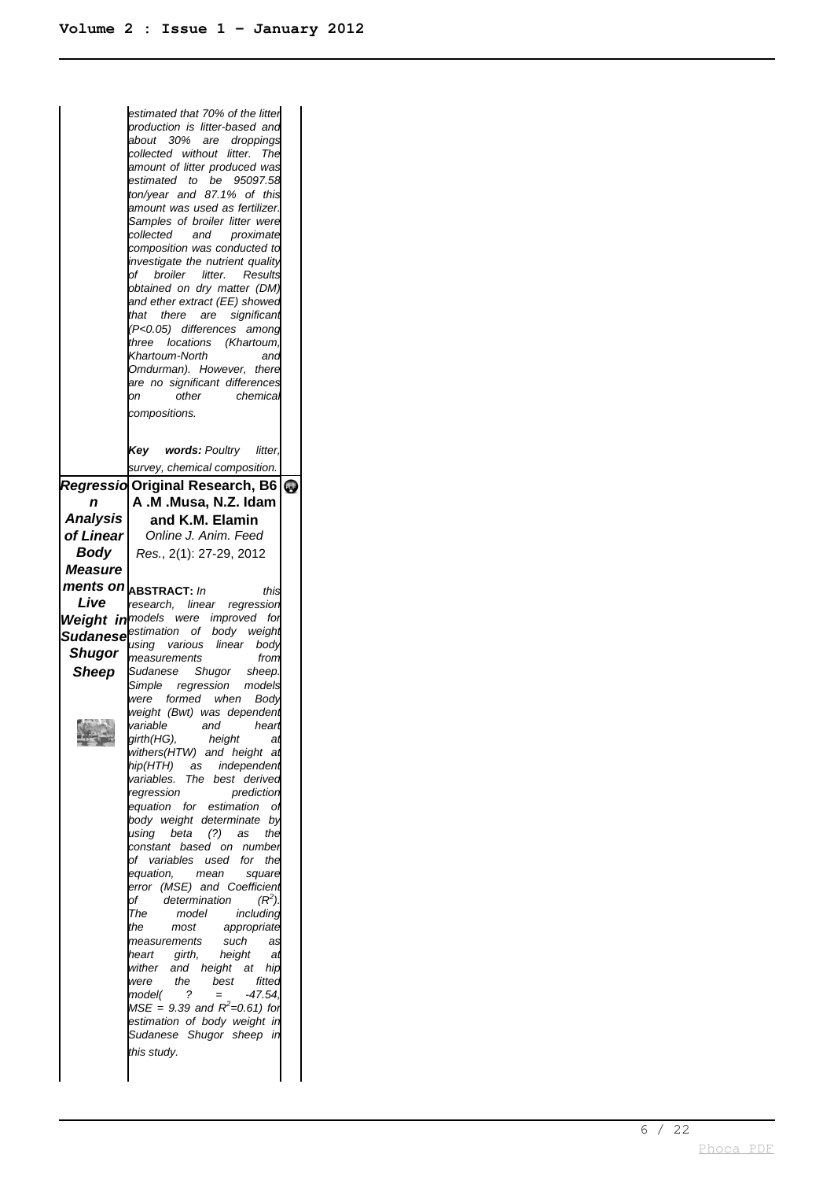estimated that 70% of the litter production is litter-based and about 30% are droppings collected without litter. The amount of litter produced was estimated to be 95097.58 ton/year and 87.1% of this amount was used as fertilizer. Samples of broiler litter were collected and proximate composition was conducted to investigate the nutrient quality of broiler litter. Results obtained on dry matter (DM) and ether extract (EE) showed that there are significant ($P<0.05$) differences among three locations (Khartoum, Khartoum-North and Omdurman). However, there are no significant differences on other chemical compositions.

***Key words:*** *Poultry litter, survey, chemical composition.*

## *Regression Analysis of Linear Body Measurements on Live Weight in Sudanese Shugor Sheep*

**Original Research, B6**

**A .M .Musa, N.Z. Idam and K.M. Elamin**

*Online J. Anim. Feed Res.*, 2(1): 27-29, 2012

**ABSTRACT:** *In this research, linear regression models were improved for estimation of body weight using various linear body measurements from Sudanese Shugor sheep. Simple regression models were formed when Body weight (Bwt) was dependent variable and heart girth(HG), height at withers(HTW) and height at hip(HTH) as independent variables. The best derived regression prediction equation for estimation of body weight determinate by using beta (?) as the constant based on number of variables used for the equation, mean square error (MSE) and Coefficient of determination ($R^2$). The model including the most appropriate measurements such as heart girth, height at wither and height at hip were the best fitted model( ? = -47.54, MSE = 9.39 and $R^2$=0.61) for estimation of body weight in Sudanese Shugor sheep in this study.*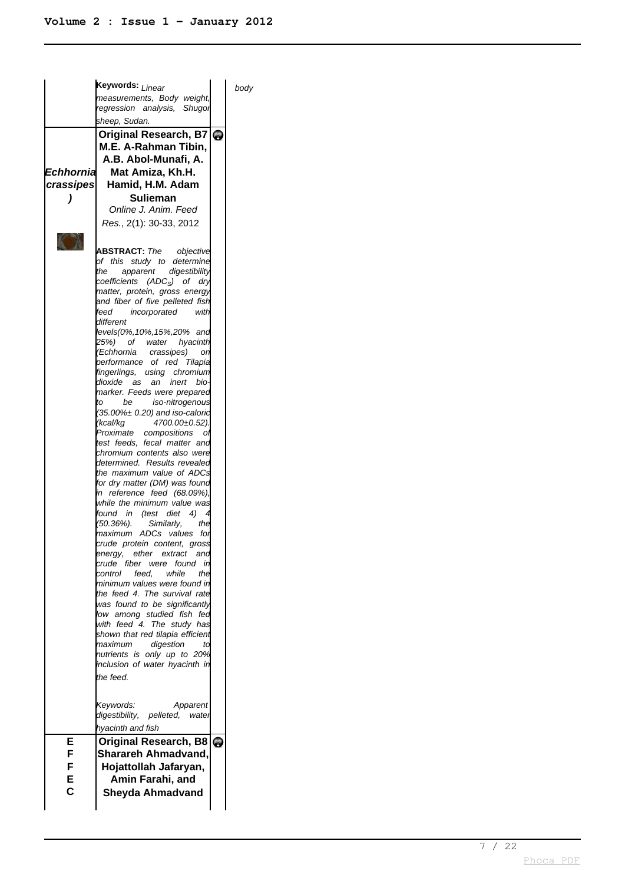Keywords: *Linear measurements, Body weight, regression analysis, Shugor sheep, Sudan.*

*body*

*Echhornia crassipes)*

**Original Research, B7**

**M.E. A-Rahman Tibin, A.B. Abol-Munafi, A. Mat Amiza, Kh.H. Hamid, H.M. Adam Sulieman**

*Online J. Anim. Feed Res.*, 2(1): 30-33, 2012

**ABSTRACT:** *The objective of this study to determine the apparent digestibility coefficients ($ADC_S$) of dry matter, protein, gross energy and fiber of five pelleted fish feed incorporated with different levels(0%,10%,15%,20% and 25%) of water hyacinth (Echhornia crassipes) on performance of red Tilapia fingerlings, using chromium dioxide as an inert bio-marker. Feeds were prepared to be iso-nitrogenous (35.00%± 0.20) and iso-caloric (kcal/kg 4700.00±0.52). Proximate compositions of test feeds, fecal matter and chromium contents also were determined. Results revealed the maximum value of ADCs for dry matter (DM) was found in reference feed (68.09%), while the minimum value was found in (test diet 4) 4 (50.36%). Similarly, the maximum ADCs values for crude protein content, gross energy, ether extract and crude fiber were found in control feed, while the minimum values were found in the feed 4. The survival rate was found to be significantly low among studied fish fed with feed 4. The study has shown that red tilapia efficient maximum digestion to nutrients is only up to 20% inclusion of water hyacinth in the feed.*

*Keywords: Apparent digestibility, pelleted, water hyacinth and fish*

EFFEC

**Original Research, B8**

**Sharareh Ahmadvand, Hojattollah Jafaryan, Amin Farahi, and Sheyda Ahmadvand**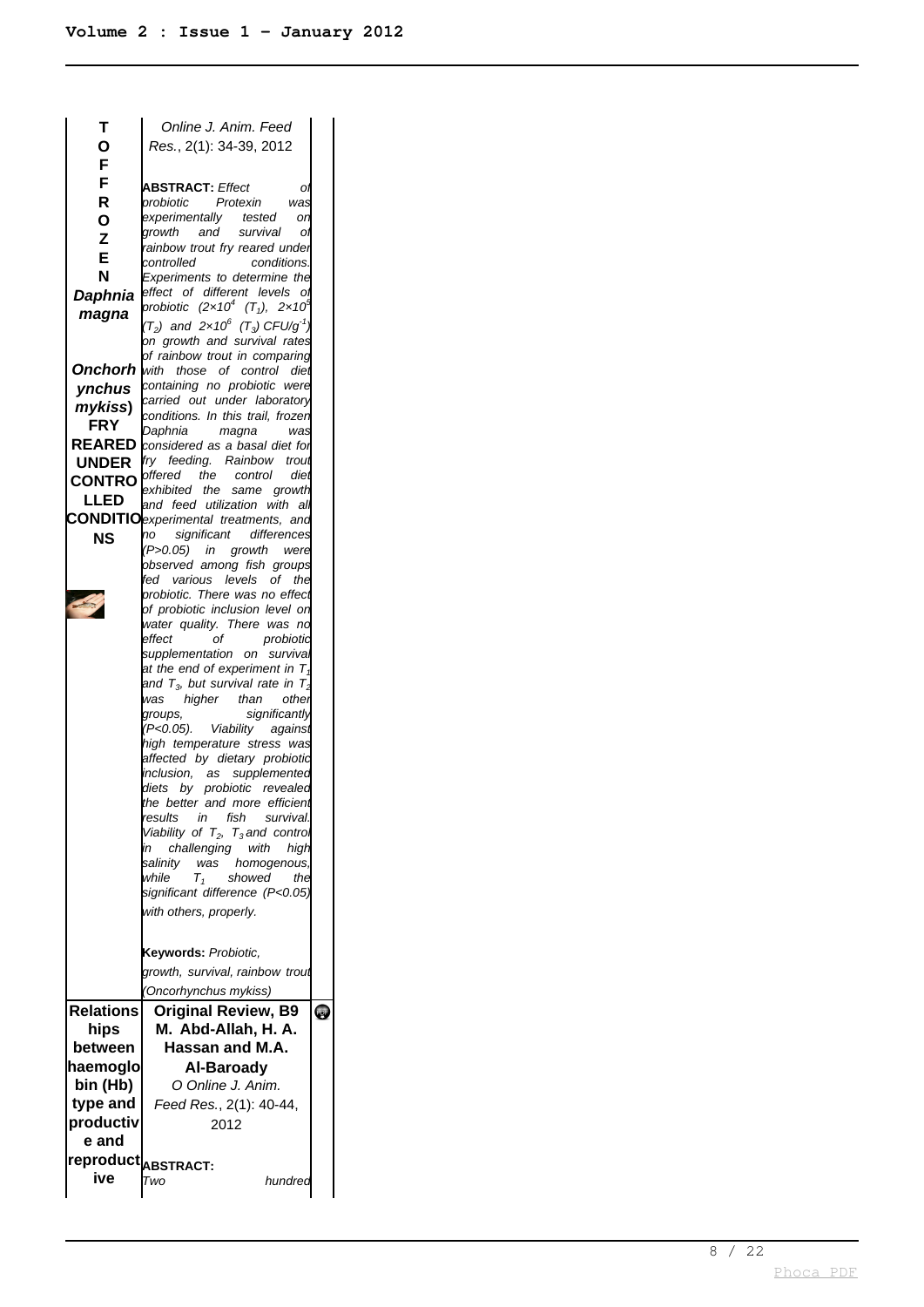| T O F F R O Z E N *Daphnia magna* *Onchorhynchus mykiss*) FRY REARED UNDER CONTROLLED CONDITIONS | *Online J. Anim. Feed Res.*, 2(1): 34-39, 2012<br><br>**ABSTRACT:** *Effect of probiotic Protexin was experimentally tested on growth and survival of rainbow trout fry reared under controlled conditions. Experiments to determine the effect of different levels of probiotic ($2{\times}10^4$ ($T_1$), $2{\times}10^5$ ($T_2$) and $2{\times}10^6$ ($T_3$) $CFU/g^{-1}$) on growth and survival rates of rainbow trout in comparing with those of control diet containing no probiotic were carried out under laboratory conditions. In this trail, frozen Daphnia magna was considered as a basal diet for fry feeding. Rainbow trout offered the control diet exhibited the same growth and feed utilization with all experimental treatments, and no significant differences ($P>0.05$) in growth were observed among fish groups fed various levels of the probiotic. There was no effect of probiotic inclusion level on water quality. There was no effect of probiotic supplementation on survival at the end of experiment in $T_1$ and $T_3$, but survival rate in $T_2$ was higher than other groups, significantly ($P<0.05$). Viability against high temperature stress was affected by dietary probiotic inclusion, as supplemented diets by probiotic revealed the better and more efficient results in fish survival. Viability of $T_2$, $T_3$ and control in challenging with high salinity was homogenous, while $T_1$ showed the significant difference ($P<0.05$) with others, properly.*<br><br>**Keywords:** *Probiotic, growth, survival, rainbow trout (Oncorhynchus mykiss)* | |
| **Relationships between haemoglobin (Hb) type and productive and reproductive** | **Original Review, B9**<br>**M. Abd-Allah, H. A. Hassan and M.A. Al-Baroady**<br>*O Online J. Anim. Feed Res.*, 2(1): 40-44, 2012<br><br>**ABSTRACT:**<br>*Two hundred* | |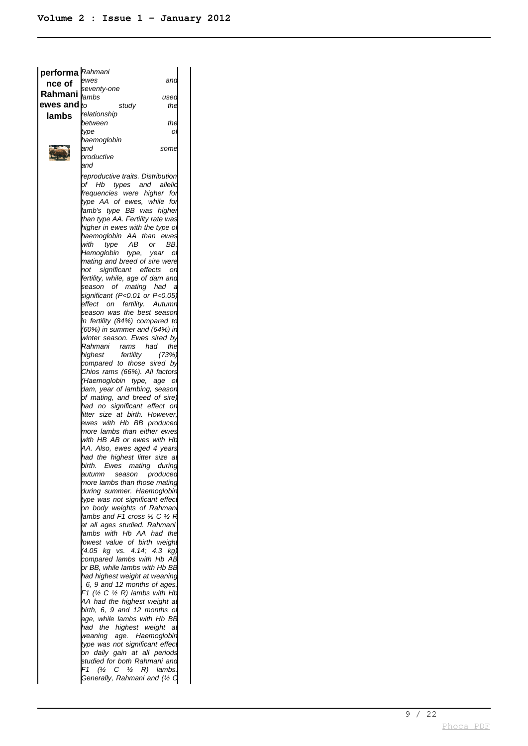**performance of Rahmani ewes and lambs**

*Rahmani ewes and seventy-one lambs used to study the relationship between the type of haemoglobin and some productive and reproductive traits. Distribution of Hb types and allelic frequencies were higher for type AA of ewes, while for lamb's type BB was higher than type AA. Fertility rate was higher in ewes with the type of haemoglobin AA than ewes with type AB or BB. Hemoglobin type, year of mating and breed of sire were not significant effects on fertility, while, age of dam and season of mating had a significant (P<0.01 or P<0.05) effect on fertility. Autumn season was the best season in fertility (84%) compared to (60%) in summer and (64%) in winter season. Ewes sired by Rahmani rams had the highest fertility (73%) compared to those sired by Chios rams (66%). All factors (Haemoglobin type, age of dam, year of lambing, season of mating, and breed of sire) had no significant effect on litter size at birth. However, ewes with Hb BB produced more lambs than either ewes with HB AB or ewes with Hb AA. Also, ewes aged 4 years had the highest litter size at birth. Ewes mating during autumn season produced more lambs than those mating during summer. Haemoglobin type was not significant effect on body weights of Rahmani lambs and F1 cross ½ C ½ R at all ages studied. Rahmani lambs with Hb AA had the lowest value of birth weight (4.05 kg vs. 4.14; 4.3 kg) compared lambs with Hb AB or BB, while lambs with Hb BB had highest weight at weaning, 6, 9 and 12 months of ages. F1 (½ C ½ R) lambs with Hb AA had the highest weight at birth, 6, 9 and 12 months of age, while lambs with Hb BB had the highest weight at weaning age. Haemoglobin type was not significant effect on daily gain at all periods studied for both Rahmani and F1 (½ C ½ R) lambs. Generally, Rahmani and (½ C*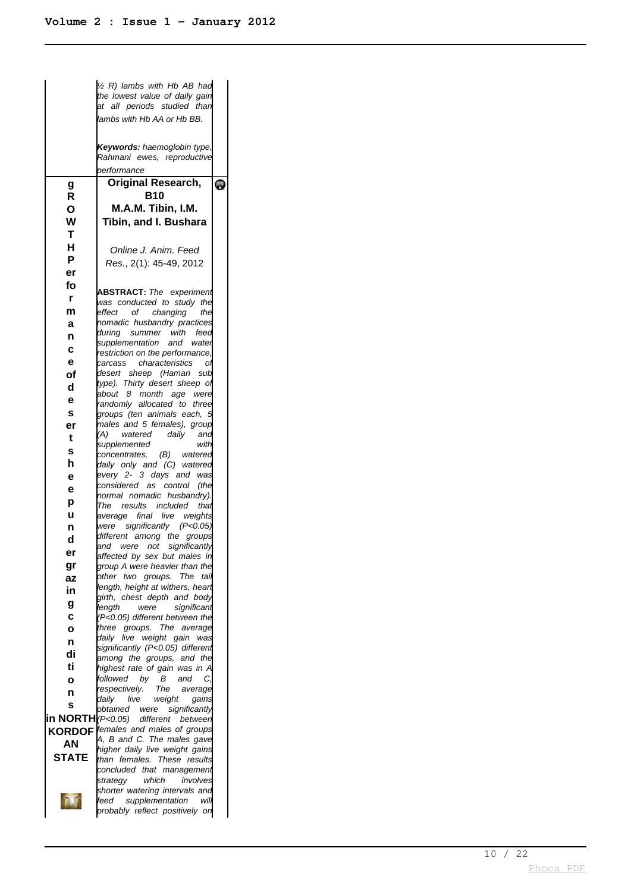½ R) lambs with Hb AB had the lowest value of daily gain at all periods studied than lambs with Hb AA or Hb BB.

***Keywords:*** *haemoglobin type, Rahmani ewes, reproductive performance*

**gROWTH performance of desert sheep under grazing conditions in NORTH KORDOFAN STATE**

**Original Research, B10**

**M.A.M. Tibin, I.M. Tibin, and I. Bushara**

*Online J. Anim. Feed Res.*, 2(1): 45-49, 2012

**ABSTRACT:** *The experiment was conducted to study the effect of changing the nomadic husbandry practices during summer with feed supplementation and water restriction on the performance, carcass characteristics of desert sheep (Hamari sub type). Thirty desert sheep of about 8 month age were randomly allocated to three groups (ten animals each, 5 males and 5 females), group (A) watered daily and supplemented with concentrates, (B) watered daily only and (C) watered every 2- 3 days and was considered as control (the normal nomadic husbandry). The results included that average final live weights were significantly (P<0.05) different among the groups and were not significantly affected by sex but males in group A were heavier than the other two groups. The tail length, height at withers, heart girth, chest depth and body length were significant (P<0.05) different between the three groups. The average daily live weight gain was significantly (P<0.05) different among the groups, and the highest rate of gain was in A followed by B and C, respectively. The average daily live weight gains obtained were significantly (P<0.05) different between females and males of groups A, B and C. The males gave higher daily live weight gains than females. These results concluded that management strategy which involves shorter watering intervals and feed supplementation will probably reflect positively on*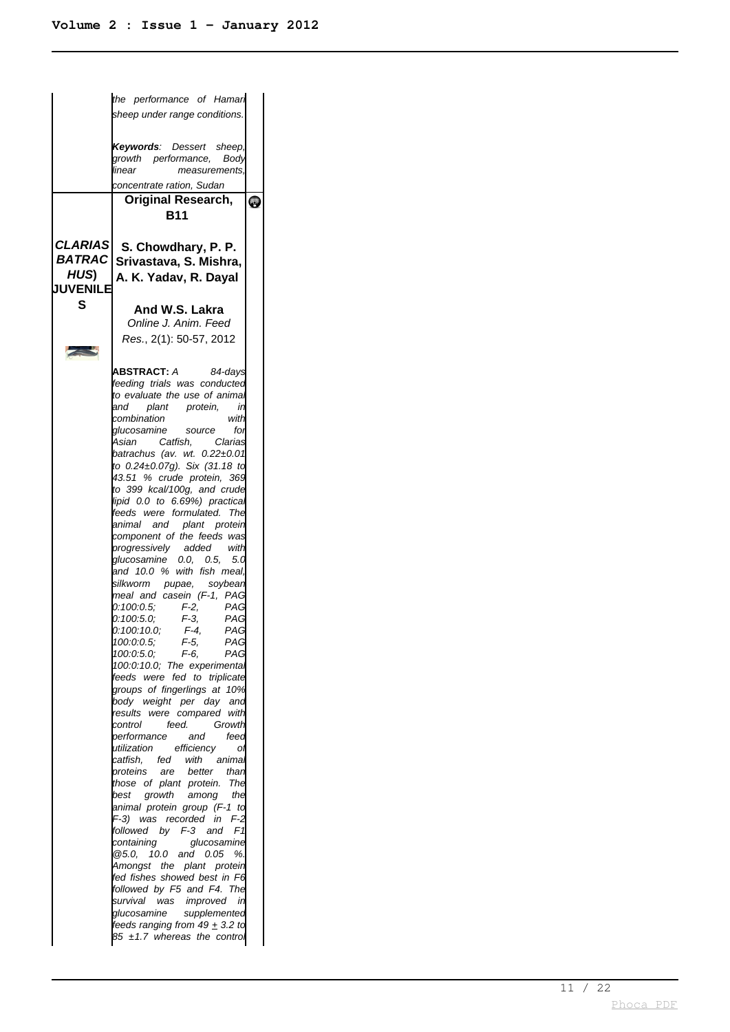the performance of Hamari sheep under range conditions.

*Keywords*: Dessert sheep, growth performance, Body linear measurements, concentrate ration, Sudan

| | | |
|---|---|---|
| ***CLARIAS BATRACHUS*) JUVENILES** | **Original Research, B11**<br><br>**S. Chowdhary, P. P. Srivastava, S. Mishra, A. K. Yadav, R. Dayal And W.S. Lakra**<br>*Online J. Anim. Feed Res.*, 2(1): 50-57, 2012 | |

**ABSTRACT:** *A 84-days feeding trials was conducted to evaluate the use of animal and plant protein, in combination with glucosamine source for Asian Catfish, Clarias batrachus (av. wt. 0.22±0.01 to 0.24±0.07g). Six (31.18 to 43.51 % crude protein, 369 to 399 kcal/100g, and crude lipid 0.0 to 6.69%) practical feeds were formulated. The animal and plant protein component of the feeds was progressively added with glucosamine 0.0, 0.5, 5.0 and 10.0 % with fish meal, silkworm pupae, soybean meal and casein (F-1, PAG 0:100:0.5; F-2, PAG 0:100:5.0; F-3, PAG 0:100:10.0; F-4, PAG 100:0:0.5; F-5, PAG 100:0:5.0; F-6, PAG 100:0:10.0; The experimental feeds were fed to triplicate groups of fingerlings at 10% body weight per day and results were compared with control feed. Growth performance and feed utilization efficiency of catfish, fed with animal proteins are better than those of plant protein. The best growth among the animal protein group (F-1 to F-3) was recorded in F-2 followed by F-3 and F1 containing glucosamine @5.0, 10.0 and 0.05 %. Amongst the plant protein fed fishes showed best in F6 followed by F5 and F4. The survival was improved in glucosamine supplemented feeds ranging from 49 ± 3.2 to 85 ±1.7 whereas the control*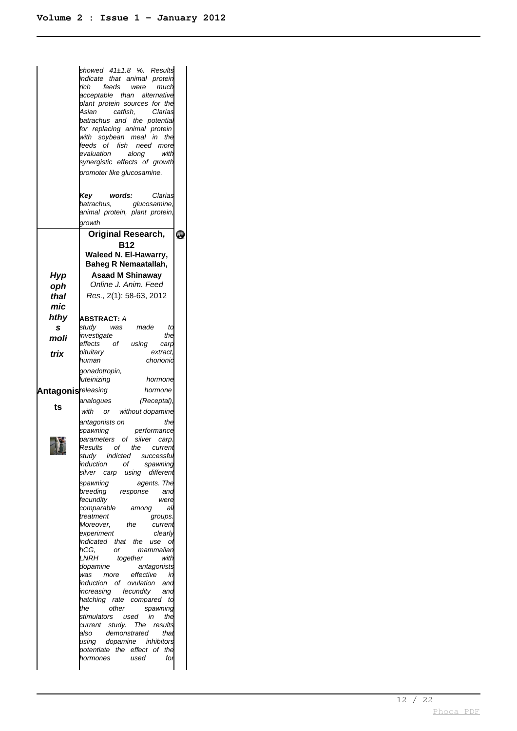*showed 41±1.8 %. Results indicate that animal protein rich feeds were much acceptable than alternative plant protein sources for the Asian catfish, Clarias batrachus and the potential for replacing animal protein with soybean meal in the feeds of fish need more evaluation along with synergistic effects of growth promoter like glucosamine.*

***Key words:** Clarias batrachus, glucosamine, animal protein, plant protein, growth*

| | |
|---|---|
| ***Hypophthalmichthys molitrix* Antagonists** | **Original Research, B12**<br>**Waleed N. El-Hawarry, Baheg R Nemaatallah, Asaad M Shinaway**<br>*Online J. Anim. Feed Res.*, 2(1): 58-63, 2012<br><br>**ABSTRACT:** *A study was made to investigate the effects of using carp pituitary extract, human chorionic gonadotropin, luteinizing hormone releasing hormone analogues (Receptal), with or without dopamine antagonists on the spawning performance parameters of silver carp. Results of the current study indicted successful induction of spawning silver carp using different spawning agents. The breeding response and fecundity were comparable among all treatment groups. Moreover, the current experiment clearly indicated that the use of hCG, or mammalian LNRH together with dopamine antagonists was more effective in induction of ovulation and increasing fecundity and hatching rate compared to the other spawning stimulators used in the current study. The results also demonstrated that using dopamine inhibitors potentiate the effect of the hormones used for* |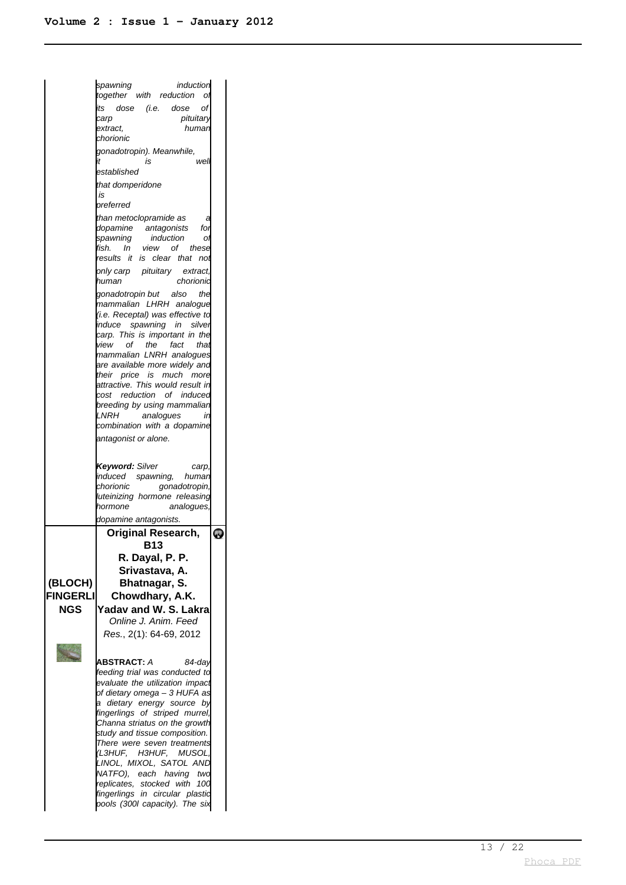*spawning induction together with reduction of its dose (i.e. dose of carp pituitary extract, human chorionic gonadotropin). Meanwhile, it is well established that domperidone is preferred than metoclopramide as a dopamine antagonists for spawning induction of fish. In view of these results it is clear that not only carp pituitary extract, human chorionic gonadotropin but also the mammalian LHRH analogue (i.e. Receptal) was effective to induce spawning in silver carp. This is important in the view of the fact that mammalian LNRH analogues are available more widely and their price is much more attractive. This would result in cost reduction of induced breeding by using mammalian LNRH analogues in combination with a dopamine antagonist or alone.*

***Keyword:** Silver carp, induced spawning, human chorionic gonadotropin, luteinizing hormone releasing hormone analogues, dopamine antagonists.*

| | |
|---|---|
| (BLOCH) FINGERLINGS | **Original Research, B13** |
| | **R. Dayal, P. P. Srivastava, A. Bhatnagar, S. Chowdhary, A.K. Yadav and W. S. Lakra** |
| | *Online J. Anim. Feed Res.*, 2(1): 64-69, 2012 |

**ABSTRACT:** *A 84-day feeding trial was conducted to evaluate the utilization impact of dietary omega – 3 HUFA as a dietary energy source by fingerlings of striped murrel, Channa striatus on the growth study and tissue composition. There were seven treatments (L3HUF, H3HUF, MUSOL, LINOL, MIXOL, SATOL AND NATFO), each having two replicates, stocked with 100 fingerlings in circular plastic pools (300l capacity). The six*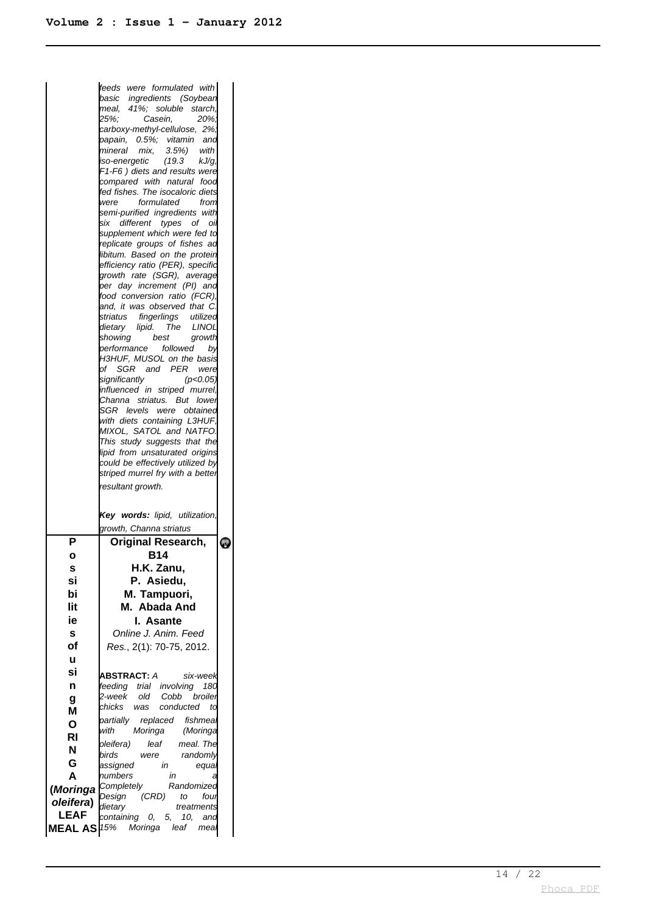feeds were formulated with basic ingredients (Soybean meal, 41%; soluble starch, 25%; Casein, 20%; carboxy-methyl-cellulose, 2%; papain, 0.5%; vitamin and mineral mix, 3.5%) with iso-energetic (19.3 kJ/g, F1-F6 ) diets and results were compared with natural food fed fishes. The isocaloric diets were formulated from semi-purified ingredients with six different types of oil supplement which were fed to replicate groups of fishes ad libitum. Based on the protein efficiency ratio (PER), specific growth rate (SGR), average per day increment (PI) and food conversion ratio (FCR), and, it was observed that C. striatus fingerlings utilized dietary lipid. The LINOL showing best growth performance followed by H3HUF, MUSOL on the basis of SGR and PER were significantly ($p<0.05$) influenced in striped murrel, Channa striatus. But lower SGR levels were obtained with diets containing L3HUF, MIXOL, SATOL and NATFO. This study suggests that the lipid from unsaturated origins could be effectively utilized by striped murrel fry with a better resultant growth.

***Key words:*** *lipid, utilization, growth, Channa striatus*

**Possibilities of using MORINGA (*Moringa oleifera*) LEAF MEAL AS**

**Original Research, B14**

**H.K. Zanu, P. Asiedu, M. Tampuori, M. Abada And I. Asante**

*Online J. Anim. Feed Res.*, 2(1): 70-75, 2012.

***ABSTRACT:*** *A six-week feeding trial involving 180 2-week old Cobb broiler chicks was conducted to partially replaced fishmeal with Moringa (Moringa oleifera) leaf meal. The birds were randomly assigned in equal numbers in a Completely Randomized Design (CRD) to four dietary treatments containing 0, 5, 10, and 15% Moringa leaf meal*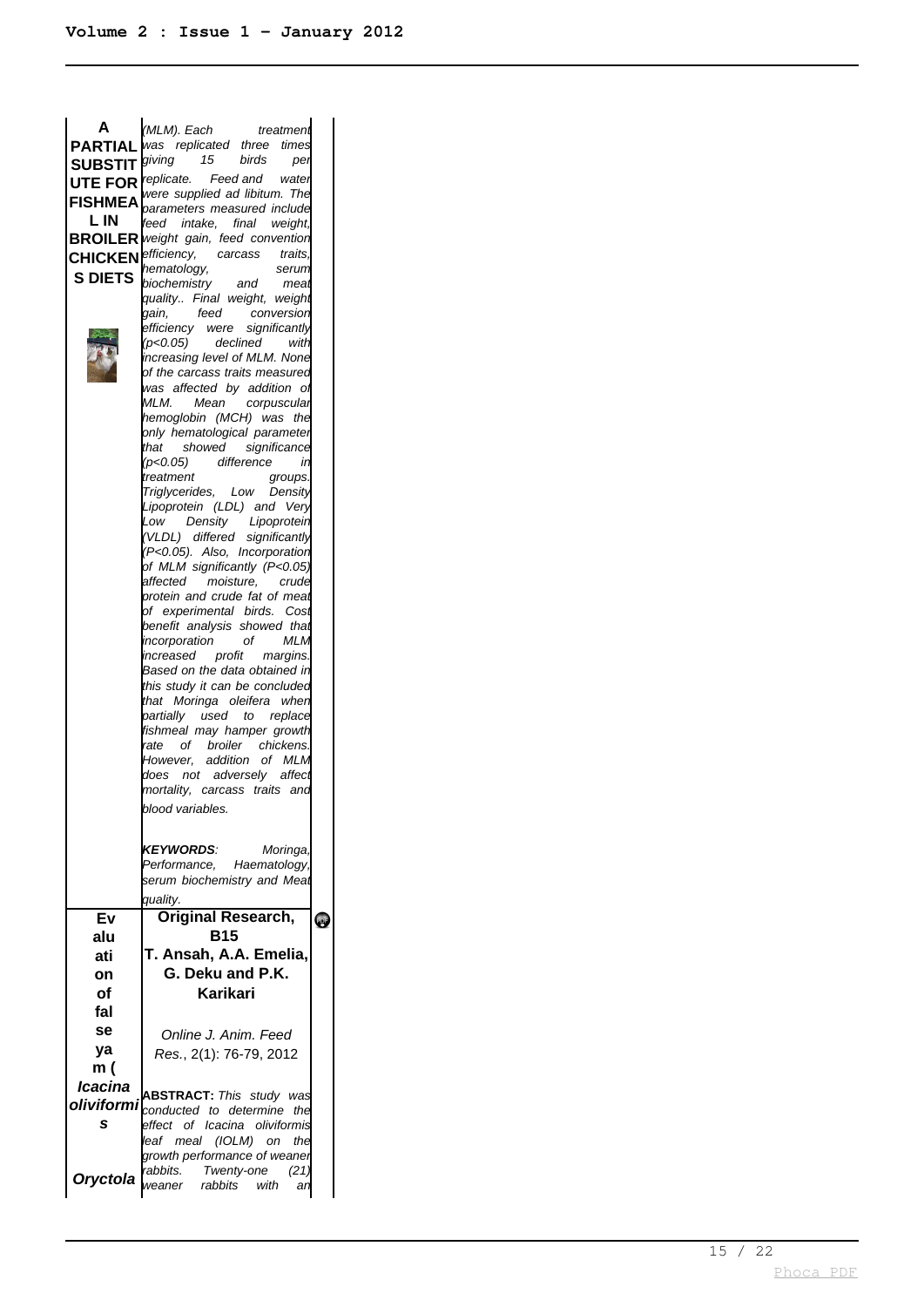## A PARTIAL SUBSTITUTE FOR FISHMEAL IN BROILER CHICKENS DIETS

*(MLM). Each treatment was replicated three times giving 15 birds per replicate. Feed and water were supplied ad libitum. The parameters measured include feed intake, final weight, weight gain, feed convention efficiency, carcass traits, hematology, serum biochemistry and meat quality.. Final weight, weight gain, feed conversion efficiency were significantly (p<0.05) declined with increasing level of MLM. None of the carcass traits measured was affected by addition of MLM. Mean corpuscular hemoglobin (MCH) was the only hematological parameter that showed significance (p<0.05) difference in treatment groups. Triglycerides, Low Density Lipoprotein (LDL) and Very Low Density Lipoprotein (VLDL) differed significantly (P<0.05). Also, Incorporation of MLM significantly (P<0.05) affected moisture, crude protein and crude fat of meat of experimental birds. Cost benefit analysis showed that incorporation of MLM increased profit margins. Based on the data obtained in this study it can be concluded that Moringa oleifera when partially used to replace fishmeal may hamper growth rate of broiler chickens. However, addition of MLM does not adversely affect mortality, carcass traits and blood variables.*

***KEYWORDS**: Moringa, Performance, Haematology, serum biochemistry and Meat quality.*

## Evaluation of false yam (*Icacina oliviformis*) ... *Oryctola*

**Original Research, B15**

**T. Ansah, A.A. Emelia, G. Deku and P.K. Karikari**

*Online J. Anim. Feed Res.*, 2(1): 76-79, 2012

**ABSTRACT:** *This study was conducted to determine the effect of Icacina oliviformis leaf meal (IOLM) on the growth performance of weaner rabbits. Twenty-one (21) weaner rabbits with an*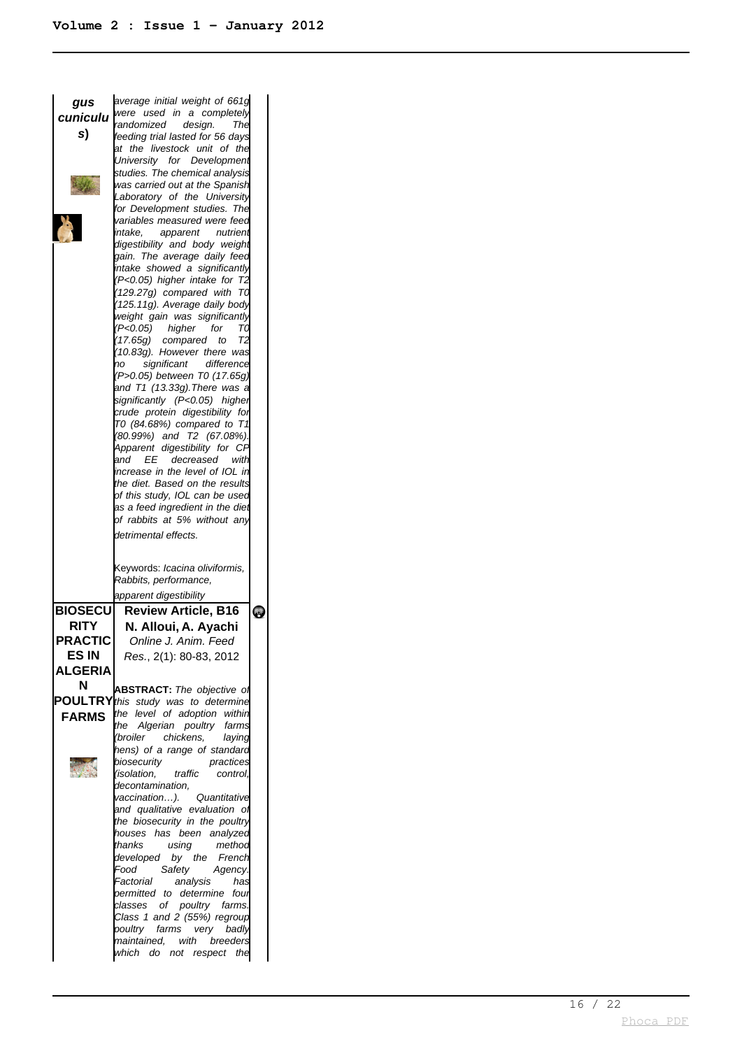*gus cuniculus)*

*average initial weight of 661g were used in a completely randomized design. The feeding trial lasted for 56 days at the livestock unit of the University for Development studies. The chemical analysis was carried out at the Spanish Laboratory of the University for Development studies. The variables measured were feed intake, apparent nutrient digestibility and body weight gain. The average daily feed intake showed a significantly ($P<0.05$) higher intake for T2 (129.27g) compared with T0 (125.11g). Average daily body weight gain was significantly ($P<0.05$) higher for T0 (17.65g) compared to T2 (10.83g). However there was no significant difference ($P>0.05$) between T0 (17.65g) and T1 (13.33g).There was a significantly ($P<0.05$) higher crude protein digestibility for T0 (84.68%) compared to T1 (80.99%) and T2 (67.08%). Apparent digestibility for CP and EE decreased with increase in the level of IOL in the diet. Based on the results of this study, IOL can be used as a feed ingredient in the diet of rabbits at 5% without any detrimental effects.*

Keywords: *Icacina oliviformis*, Rabbits, performance, apparent digestibility

## BIOSECURITY PRACTICES IN ALGERIAN POULTRY FARMS

**Review Article, B16**

**N. Alloui, A. Ayachi**

*Online J. Anim. Feed Res.*, 2(1): 80-83, 2012

**ABSTRACT:** *The objective of this study was to determine the level of adoption within the Algerian poultry farms (broiler chickens, laying hens) of a range of standard biosecurity practices (isolation, traffic control, decontamination, vaccination…). Quantitative and qualitative evaluation of the biosecurity in the poultry houses has been analyzed thanks using method developed by the French Food Safety Agency. Factorial analysis has permitted to determine four classes of poultry farms. Class 1 and 2 (55%) regroup poultry farms very badly maintained, with breeders which do not respect the*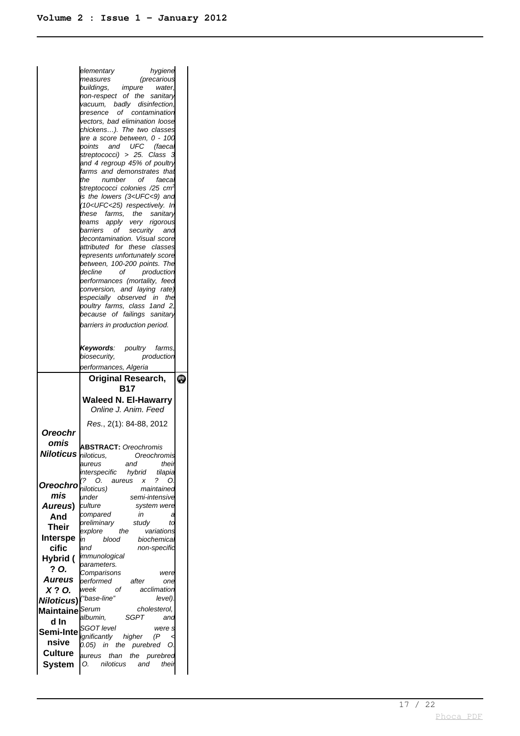elementary hygiene measures (precarious buildings, impure water, non-respect of the sanitary vacuum, badly disinfection, presence of contamination vectors, bad elimination loose chickens…). The two classes are a score between, 0 - 100 points and UFC (faecal streptococci) > 25. Class 3 and 4 regroup 45% of poultry farms and demonstrates that the number of faecal streptococci colonies /25 $cm^2$ is the lowers (3<UFC<9) and (10<UFC<25) respectively. In these farms, the sanitary teams apply very rigorous barriers of security and decontamination. Visual score attributed for these classes represents unfortunately score between, 100-200 points. The decline of production performances (mortality, feed conversion, and laying rate) especially observed in the poultry farms, class 1and 2, because of failings sanitary barriers in production period.

***Keywords**: poultry farms, biosecurity, production performances, Algeria*

| ***Oreochromis Niloticus*, *Oreochromis Aureus*) And Their Interspecific Hybrid ( ? *O. Aureus X ? O. Niloticus*) Maintained In Semi-Intensive Culture System** | **Original Research, B17**<br>**Waleed N. El-Hawarry**<br>*Online J. Anim. Feed Res.*, 2(1): 84-88, 2012<br><br>**ABSTRACT:** *Oreochromis niloticus, Oreochromis aureus and their interspecific hybrid tilapia (? O. aureus x ? O. niloticus) maintained under semi-intensive culture system were compared in a preliminary study to explore the variations in blood biochemical and non-specific immunological parameters. Comparisons were performed after one week of acclimation ("base-line" level). Serum cholesterol, albumin, SGPT and SGOT level were significantly higher (P < 0.05) in the purebred O. aureus than the purebred O. niloticus and their* |
|---|---|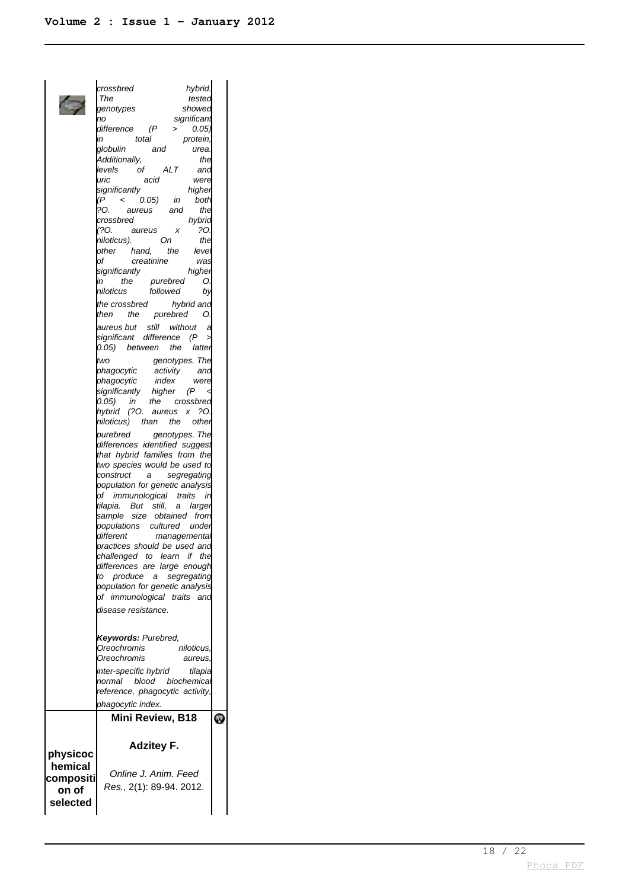crossbred hybrid. The tested genotypes showed no significant difference ($P > 0.05$) in total protein, globulin and urea. Additionally, the levels of ALT and uric acid were significantly higher ($P < 0.05$) in both ?O. aureus and the crossbred hybrid (?O. aureus x ?O. niloticus). On the other hand, the level of creatinine was significantly higher in the purebred O. niloticus followed by the crossbred hybrid and then the purebred O. aureus but still without a significant difference ($P > 0.05$) between the latter two genotypes. The phagocytic activity and phagocytic index were significantly higher ($P < 0.05$) in the crossbred hybrid (?O. aureus x ?O. niloticus) than the other purebred genotypes. The differences identified suggest that hybrid families from the two species would be used to construct a segregating population for genetic analysis of immunological traits in tilapia. But still, a larger sample size obtained from populations cultured under different managemental practices should be used and challenged to learn if the differences are large enough to produce a segregating population for genetic analysis of immunological traits and disease resistance.*

***Keywords:** Purebred, Oreochromis niloticus, Oreochromis aureus, inter-specific hybrid tilapia normal blood biochemical reference, phagocytic activity, phagocytic index.*

| physicochemical composition of selected | **Mini Review, B18** **Adzitey F.** *Online J. Anim. Feed Res.*, 2(1): 89-94. 2012. | |
|---|---|---|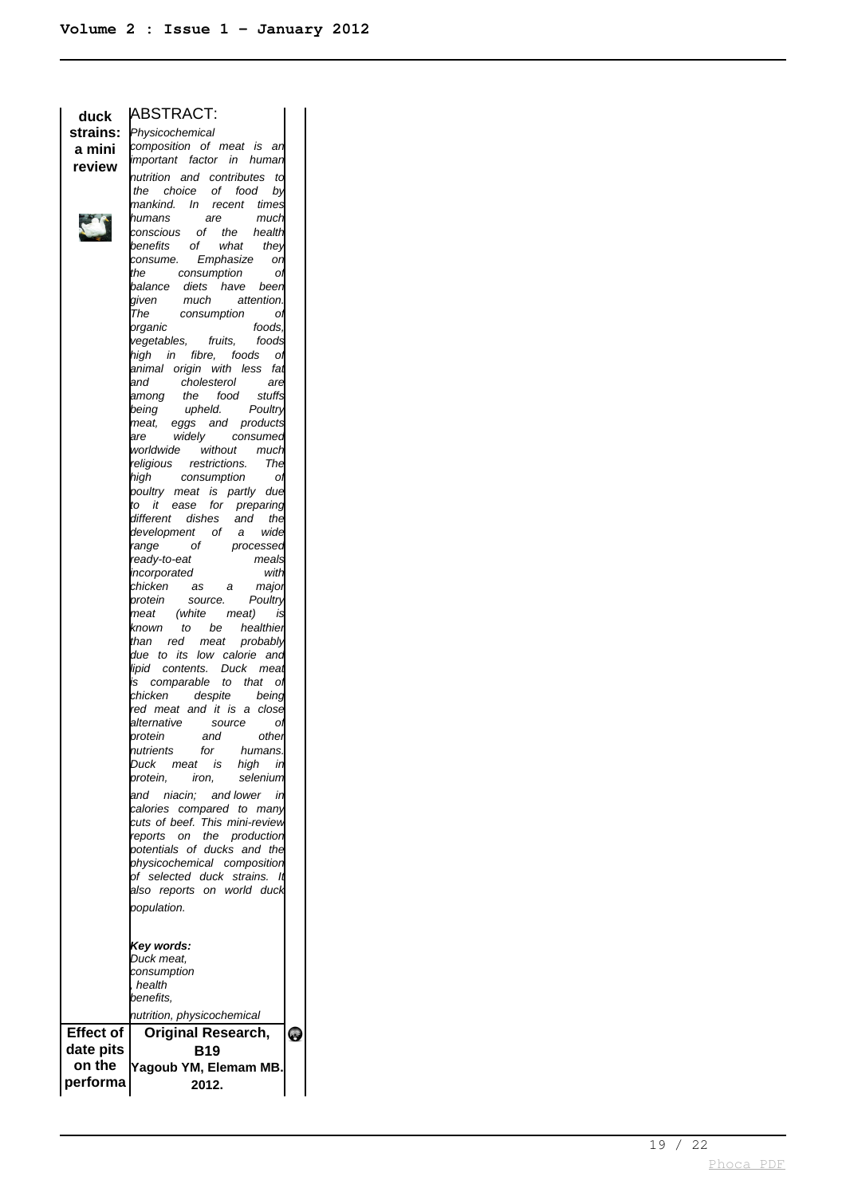| | | |
|---|---|---|
| **duck strains: a mini review** | ABSTRACT: *Physicochemical composition of meat is an important factor in human nutrition and contributes to the choice of food by mankind. In recent times humans are much conscious of the health benefits of what they consume. Emphasize on the consumption of balance diets have been given much attention. The consumption of organic foods, vegetables, fruits, foods high in fibre, foods of animal origin with less fat and cholesterol are among the food stuffs being upheld. Poultry meat, eggs and products are widely consumed worldwide without much religious restrictions. The high consumption of poultry meat is partly due to it ease for preparing different dishes and the development of a wide range of processed ready-to-eat meals incorporated with chicken as a major protein source. Poultry meat (white meat) is known to be healthier than red meat probably due to its low calorie and lipid contents. Duck meat is comparable to that of chicken despite being red meat and it is a close alternative source of protein and other nutrients for humans. Duck meat is high in protein, iron, selenium and niacin; and lower in calories compared to many cuts of beef. This mini-review reports on the production potentials of ducks and the physicochemical composition of selected duck strains. It also reports on world duck population.*<br><br>***Key words:*** *Duck meat, consumption, health benefits, nutrition, physicochemical* | |
| **Effect of date pits on the performa** | **Original Research, B19**<br>**Yagoub YM, Elemam MB. 2012.** | |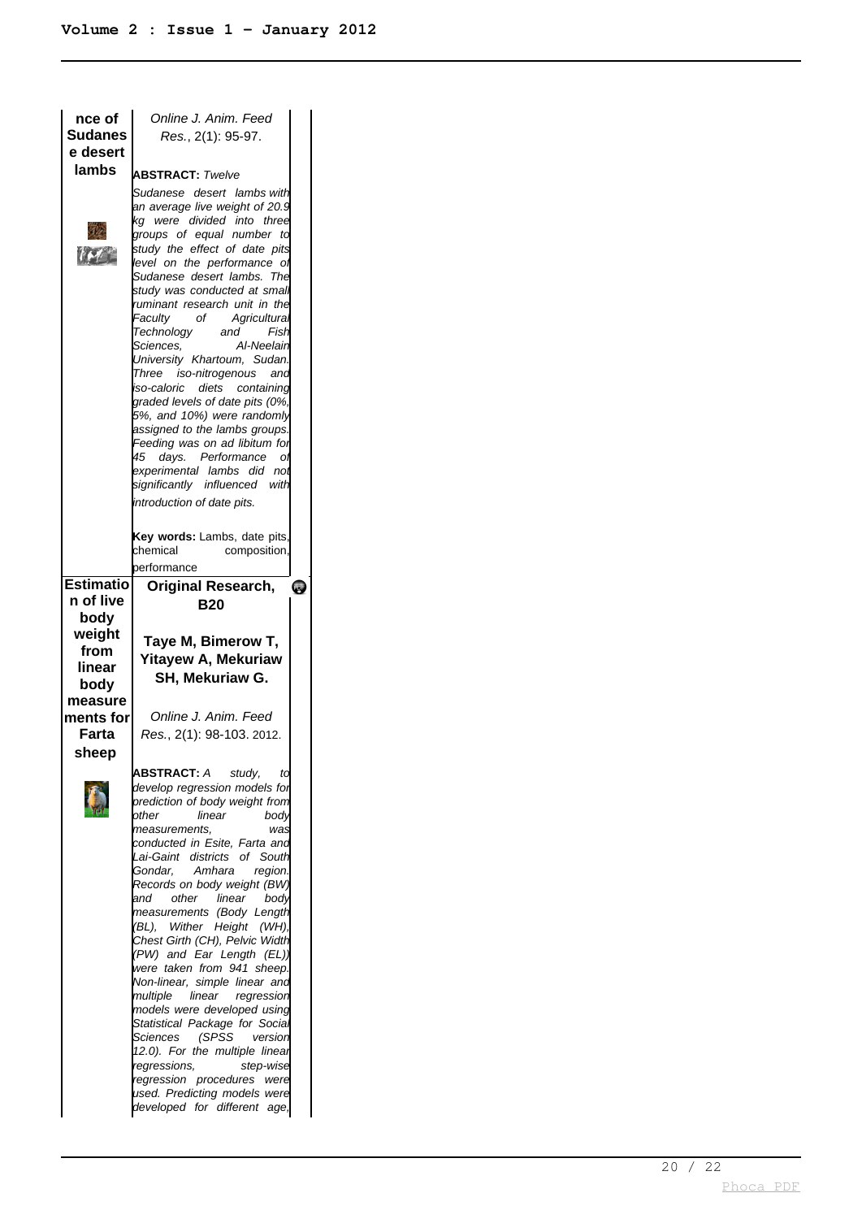| | | |
|---|---|---|
| **nce of Sudanese desert lambs** | *Online J. Anim. Feed Res.*, 2(1): 95-97.<br><br>**ABSTRACT:** *Twelve Sudanese desert lambs with an average live weight of 20.9 kg were divided into three groups of equal number to study the effect of date pits level on the performance of Sudanese desert lambs. The study was conducted at small ruminant research unit in the Faculty of Agricultural Technology and Fish Sciences, Al-Neelain University Khartoum, Sudan. Three iso-nitrogenous and iso-caloric diets containing graded levels of date pits (0%, 5%, and 10%) were randomly assigned to the lambs groups. Feeding was on ad libitum for 45 days. Performance of experimental lambs did not significantly influenced with introduction of date pits.*<br><br>**Key words:** Lambs, date pits, chemical composition, performance | |
| **Estimation of live body weight from linear body measurements for Farta sheep** | **Original Research, B20**<br><br>**Taye M, Bimerow T, Yitayew A, Mekuriaw SH, Mekuriaw G.**<br><br>*Online J. Anim. Feed Res.*, 2(1): 98-103. 2012.<br><br>**ABSTRACT:** *A study, to develop regression models for prediction of body weight from other linear body measurements, was conducted in Esite, Farta and Lai-Gaint districts of South Gondar, Amhara region. Records on body weight (BW) and other linear body measurements (Body Length (BL), Wither Height (WH), Chest Girth (CH), Pelvic Width (PW) and Ear Length (EL)) were taken from 941 sheep. Non-linear, simple linear and multiple linear regression models were developed using Statistical Package for Social Sciences (SPSS version 12.0). For the multiple linear regressions, step-wise regression procedures were used. Predicting models were developed for different age,* | |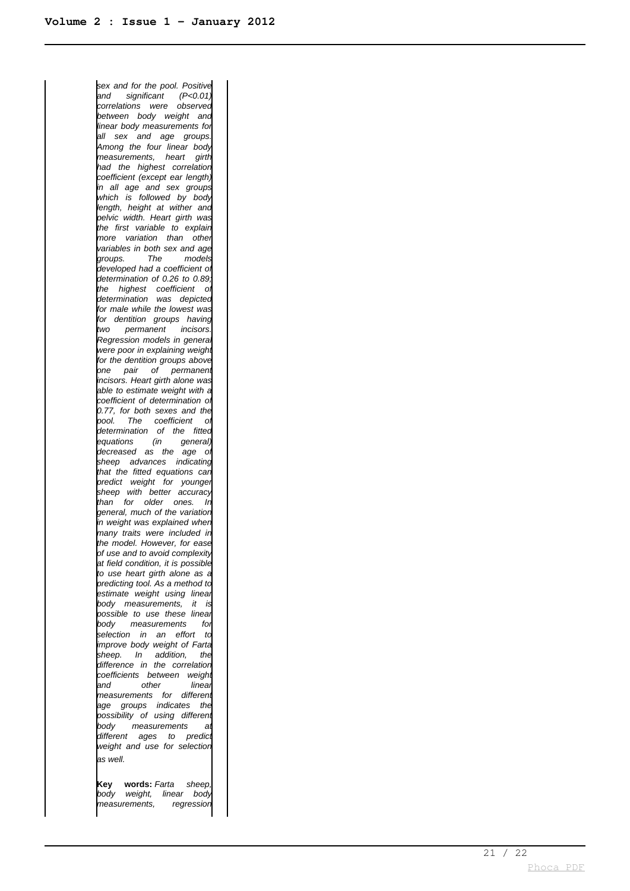*sex and for the pool. Positive and significant ($P<0.01$) correlations were observed between body weight and linear body measurements for all sex and age groups. Among the four linear body measurements, heart girth had the highest correlation coefficient (except ear length) in all age and sex groups which is followed by body length, height at wither and pelvic width. Heart girth was the first variable to explain more variation than other variables in both sex and age groups. The models developed had a coefficient of determination of 0.26 to 0.89; the highest coefficient of determination was depicted for male while the lowest was for dentition groups having two permanent incisors. Regression models in general were poor in explaining weight for the dentition groups above one pair of permanent incisors. Heart girth alone was able to estimate weight with a coefficient of determination of 0.77, for both sexes and the pool. The coefficient of determination of the fitted equations (in general) decreased as the age of sheep advances indicating that the fitted equations can predict weight for younger sheep with better accuracy than for older ones. In general, much of the variation in weight was explained when many traits were included in the model. However, for ease of use and to avoid complexity at field condition, it is possible to use heart girth alone as a predicting tool. As a method to estimate weight using linear body measurements, it is possible to use these linear body measurements for selection in an effort to improve body weight of Farta sheep. In addition, the difference in the correlation coefficients between weight and other linear measurements for different age groups indicates the possibility of using different body measurements at different ages to predict weight and use for selection as well.*

**Key words:** *Farta sheep, body weight, linear body measurements, regression*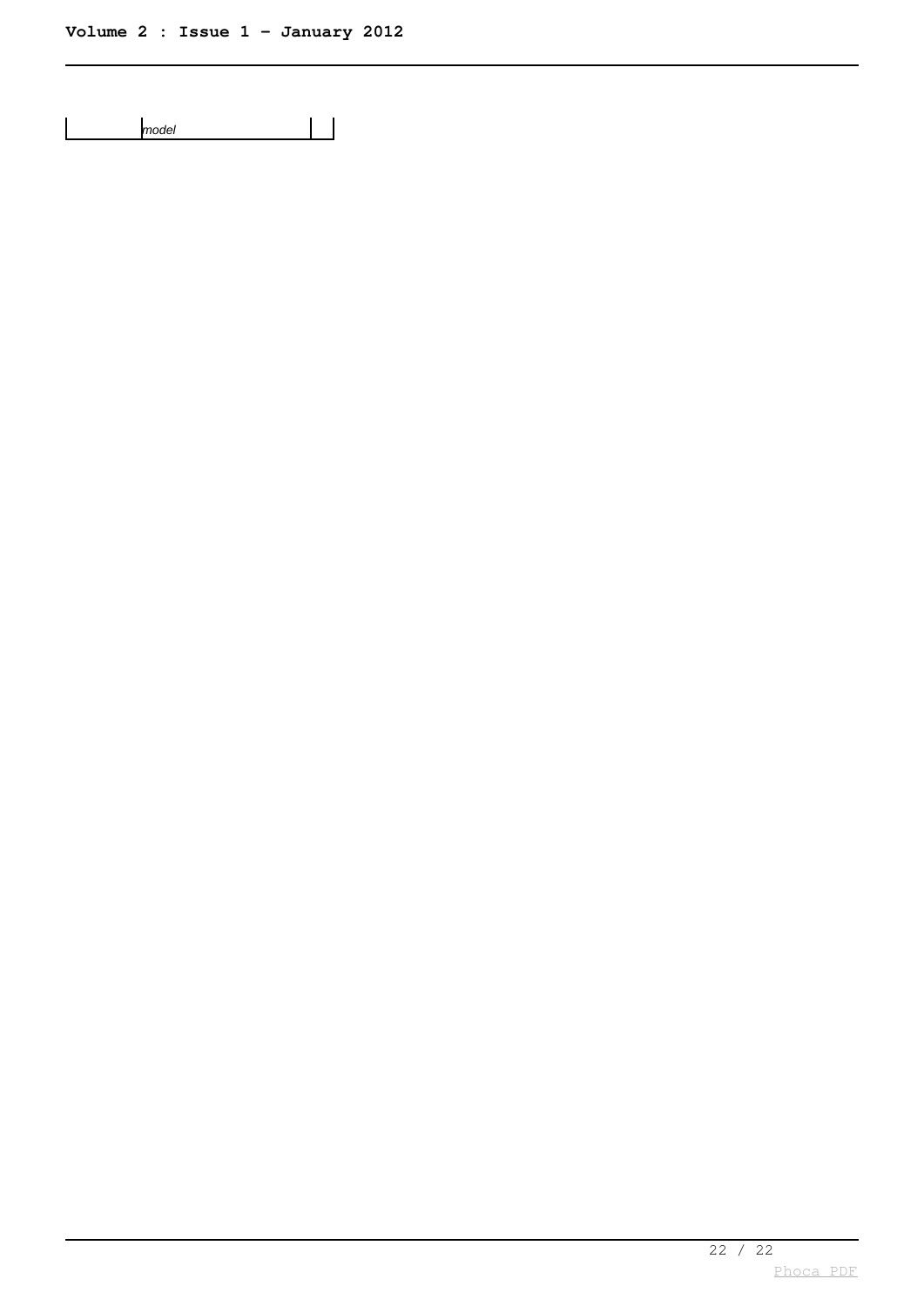| | | |
|---|---|---|
| | *model* | |